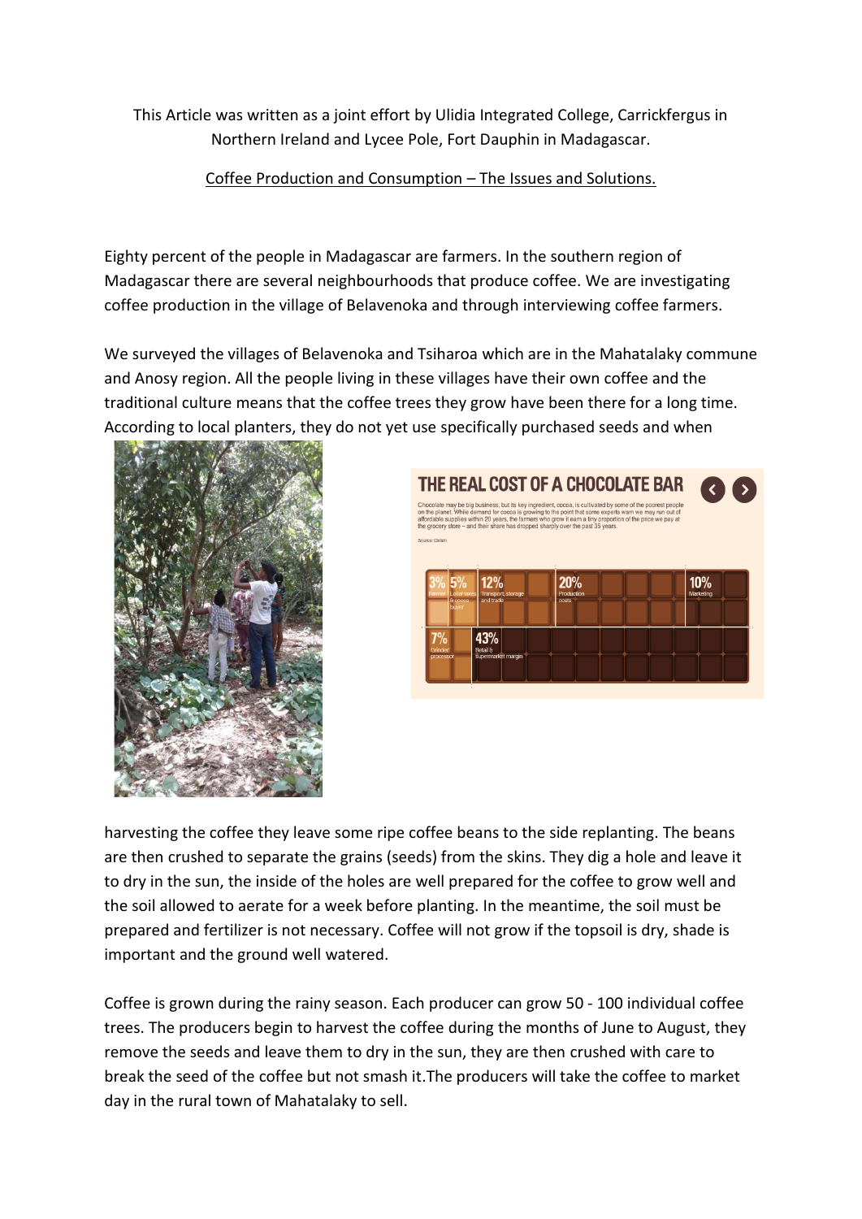This Article was written as a joint effort by Ulidia Integrated College, Carrickfergus in Northern Ireland and Lycee Pole, Fort Dauphin in Madagascar.

Coffee Production and Consumption – The Issues and Solutions.

Eighty percent of the people in Madagascar are farmers. In the southern region of Madagascar there are several neighbourhoods that produce coffee. We are investigating coffee production in the village of Belavenoka and through interviewing coffee farmers.

We surveyed the villages of Belavenoka and Tsiharoa which are in the Mahatalaky commune and Anosy region. All the people living in these villages have their own coffee and the traditional culture means that the coffee trees they grow have been there for a long time. According to local planters, they do not yet use specifically purchased seeds and when harvesting the coffee they leave some ripe coffee beans to the side replanting. The beans are then crushed to separate the grains (seeds) from the skins. They dig a hole and leave it to dry in the sun, the inside of the holes are well prepared for the coffee to grow well and the soil allowed to aerate for a week before planting. In the meantime, the soil must be prepared and fertilizer is not necessary. Coffee will not grow if the topsoil is dry, shade is important and the ground well watered.

Coffee is grown during the rainy season. Each producer can grow 50 - 100 individual coffee trees. The producers begin to harvest the coffee during the months of June to August, they remove the seeds and leave them to dry in the sun, they are then crushed with care to break the seed of the coffee but not smash it.The producers will take the coffee to market day in the rural town of Mahatalaky to sell.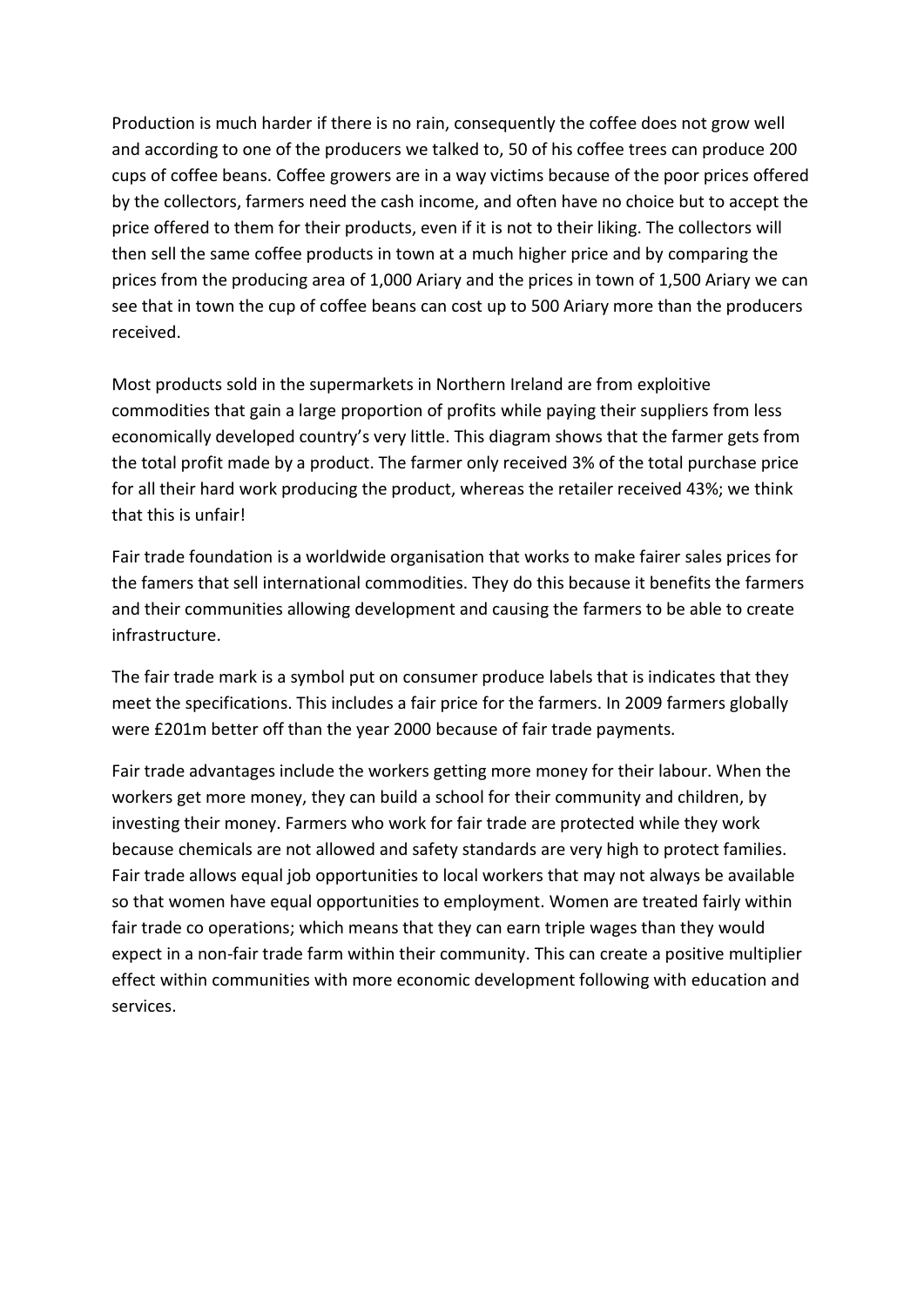Production is much harder if there is no rain, consequently the coffee does not grow well and according to one of the producers we talked to, 50 of his coffee trees can produce 200 cups of coffee beans. Coffee growers are in a way victims because of the poor prices offered by the collectors, farmers need the cash income, and often have no choice but to accept the price offered to them for their products, even if it is not to their liking. The collectors will then sell the same coffee products in town at a much higher price and by comparing the prices from the producing area of 1,000 Ariary and the prices in town of 1,500 Ariary we can see that in town the cup of coffee beans can cost up to 500 Ariary more than the producers received.

Most products sold in the supermarkets in Northern Ireland are from exploitive commodities that gain a large proportion of profits while paying their suppliers from less economically developed country's very little. This diagram shows that the farmer gets from the total profit made by a product. The farmer only received 3% of the total purchase price for all their hard work producing the product, whereas the retailer received 43%; we think that this is unfair!

Fair trade foundation is a worldwide organisation that works to make fairer sales prices for the famers that sell international commodities. They do this because it benefits the farmers and their communities allowing development and causing the farmers to be able to create infrastructure.

The fair trade mark is a symbol put on consumer produce labels that is indicates that they meet the specifications. This includes a fair price for the farmers. In 2009 farmers globally were £201m better off than the year 2000 because of fair trade payments.

Fair trade advantages include the workers getting more money for their labour. When the workers get more money, they can build a school for their community and children, by investing their money. Farmers who work for fair trade are protected while they work because chemicals are not allowed and safety standards are very high to protect families. Fair trade allows equal job opportunities to local workers that may not always be available so that women have equal opportunities to employment. Women are treated fairly within fair trade co operations; which means that they can earn triple wages than they would expect in a non-fair trade farm within their community. This can create a positive multiplier effect within communities with more economic development following with education and services.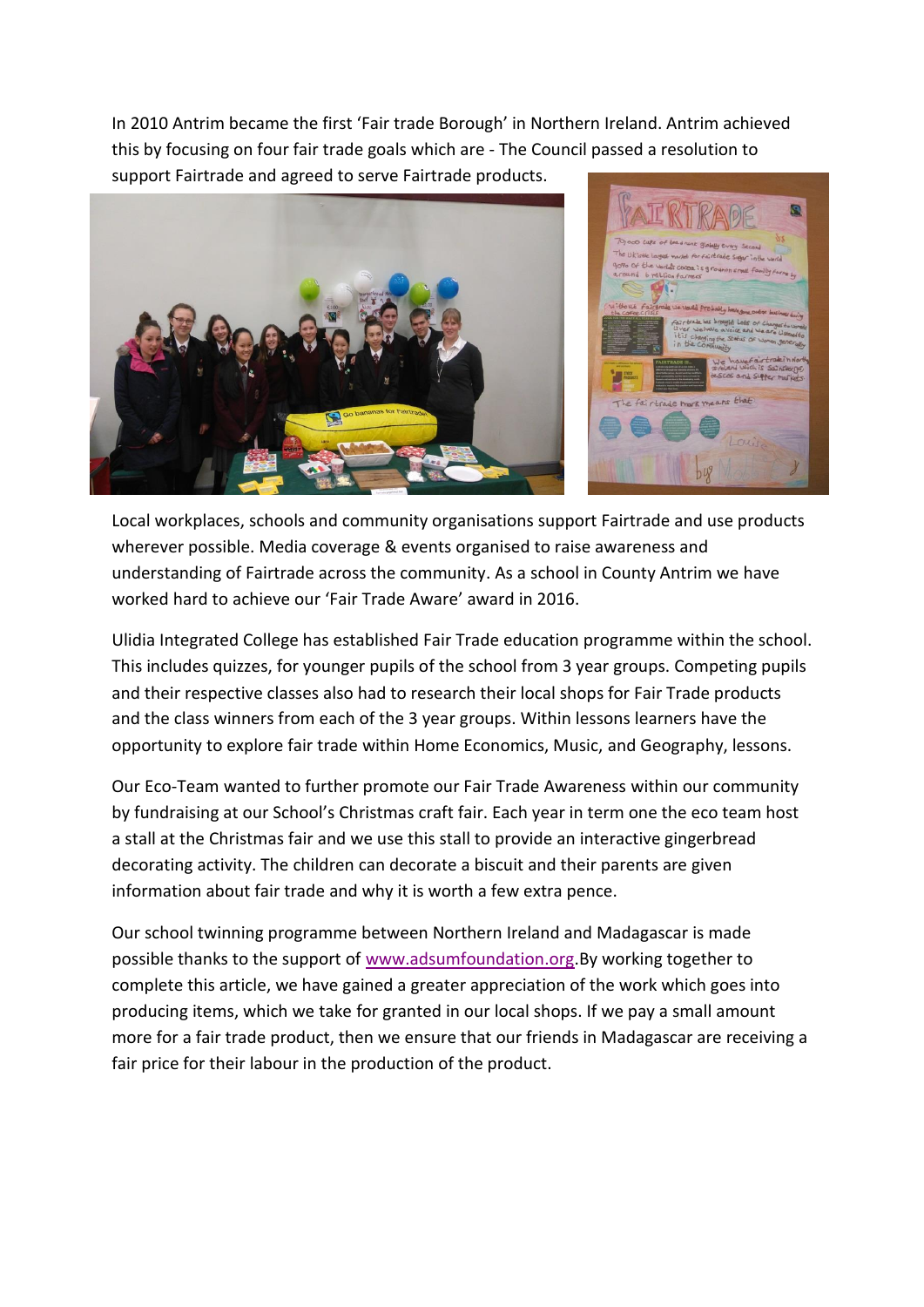In 2010 Antrim became the first 'Fair trade Borough' in Northern Ireland. Antrim achieved this by focusing on four fair trade goals which are - The Council passed a resolution to support Fairtrade and agreed to serve Fairtrade products.

Local workplaces, schools and community organisations support Fairtrade and use products wherever possible. Media coverage & events organised to raise awareness and understanding of Fairtrade across the community. As a school in County Antrim we have worked hard to achieve our 'Fair Trade Aware' award in 2016.

Ulidia Integrated College has established Fair Trade education programme within the school. This includes quizzes, for younger pupils of the school from 3 year groups. Competing pupils and their respective classes also had to research their local shops for Fair Trade products and the class winners from each of the 3 year groups. Within lessons learners have the opportunity to explore fair trade within Home Economics, Music, and Geography, lessons.

Our Eco-Team wanted to further promote our Fair Trade Awareness within our community by fundraising at our School's Christmas craft fair. Each year in term one the eco team host a stall at the Christmas fair and we use this stall to provide an interactive gingerbread decorating activity. The children can decorate a biscuit and their parents are given information about fair trade and why it is worth a few extra pence.

Our school twinning programme between Northern Ireland and Madagascar is made possible thanks to the support of www.adsumfoundation.org.By working together to complete this article, we have gained a greater appreciation of the work which goes into producing items, which we take for granted in our local shops. If we pay a small amount more for a fair trade product, then we ensure that our friends in Madagascar are receiving a fair price for their labour in the production of the product.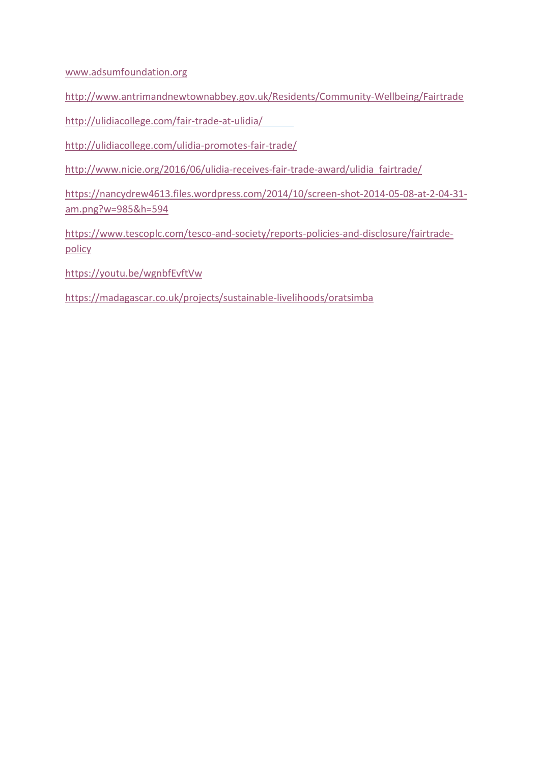www.adsumfoundation.org

http://www.antrimandnewtownabbey.gov.uk/Residents/Community-Wellbeing/Fairtrade

http://ulidiacollege.com/fair-trade-at-ulidia/

http://ulidiacollege.com/ulidia-promotes-fair-trade/

http://www.nicie.org/2016/06/ulidia-receives-fair-trade-award/ulidia_fairtrade/

https://nancydrew4613.files.wordpress.com/2014/10/screen-shot-2014-05-08-at-2-04-31-am.png?w=985&h=594

https://www.tescoplc.com/tesco-and-society/reports-policies-and-disclosure/fairtrade-policy

https://youtu.be/wgnbfEvftVw

https://madagascar.co.uk/projects/sustainable-livelihoods/oratsimba